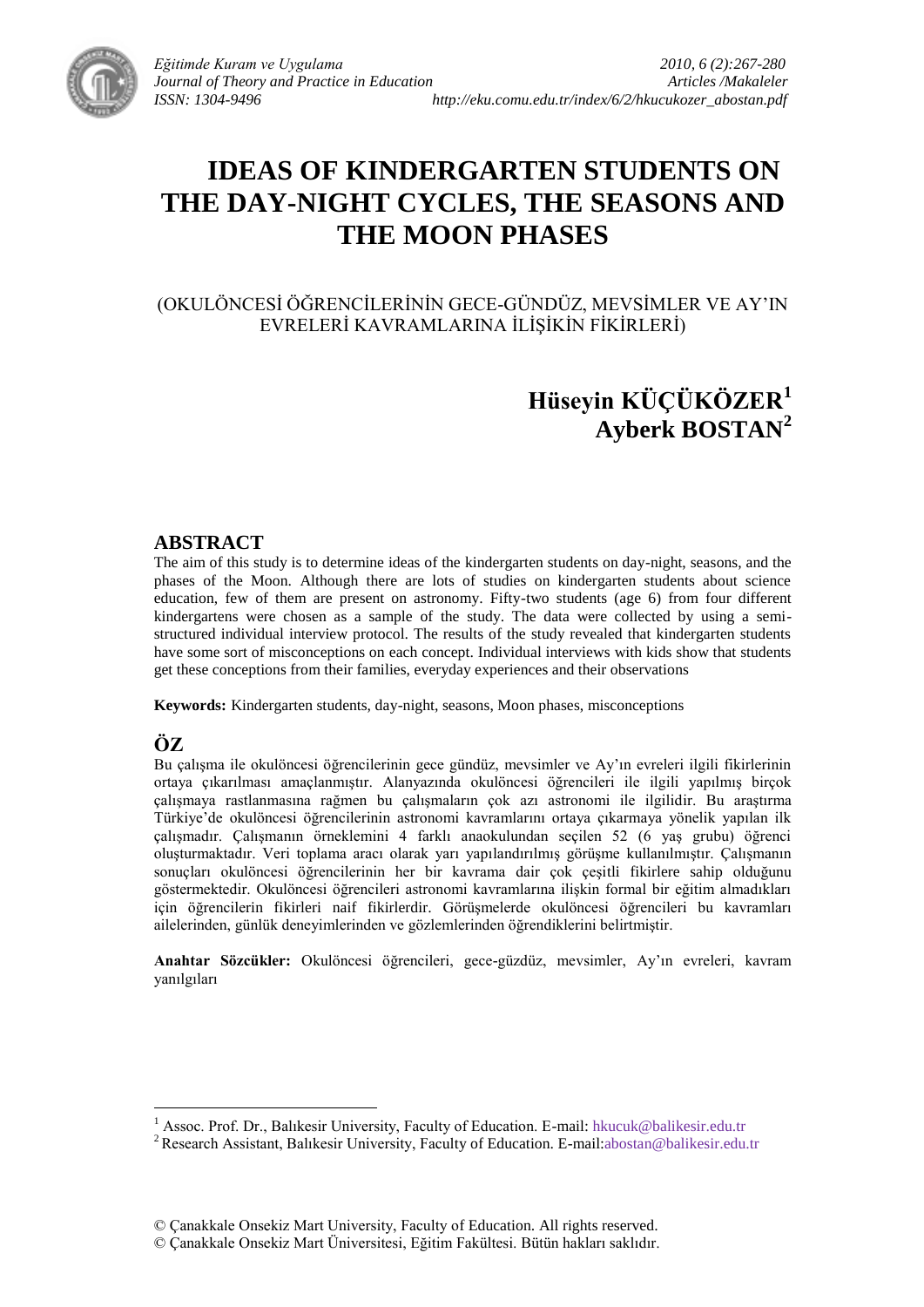# IDEAS OF KINDERGARTEN STUDENTS ON THE DAY-NIGHT CYCLES, THE SEASONS AND THE MOON PHASES

(OKULÖNCESİ ÖĞRENCİLERİNİN GECE-GÜNDÜZ, MEVSİMLER VE AY'IN EVRELERİ KAVRAMLARINA İLİŞKİN FİKİRLERİ)

**Hüseyin KÜÇÜKÖZER[1]**
**Ayberk BOSTAN[2]**

## ABSTRACT

The aim of this study is to determine ideas of the kindergarten students on day-night, seasons, and the phases of the Moon. Although there are lots of studies on kindergarten students about science education, few of them are present on astronomy. Fifty-two students (age 6) from four different kindergartens were chosen as a sample of the study. The data were collected by using a semi-structured individual interview protocol. The results of the study revealed that kindergarten students have some sort of misconceptions on each concept. Individual interviews with kids show that students get these conceptions from their families, everyday experiences and their observations

**Keywords:** Kindergarten students, day-night, seasons, Moon phases, misconceptions

## ÖZ

Bu çalışma ile okulöncesi öğrencilerinin gece gündüz, mevsimler ve Ay'ın evreleri ilgili fikirlerinin ortaya çıkarılması amaçlanmıştır. Alanyazında okulöncesi öğrencileri ile ilgili yapılmış birçok çalışmaya rastlanmasına rağmen bu çalışmaların çok azı astronomi ile ilgilidir. Bu araştırma Türkiye'de okulöncesi öğrencilerinin astronomi kavramlarını ortaya çıkarmaya yönelik yapılan ilk çalışmadır. Çalışmanın örneklemini 4 farklı anaokulundan seçilen 52 (6 yaş grubu) öğrenci oluşturmaktadır. Veri toplama aracı olarak yarı yapılandırılmış görüşme kullanılmıştır. Çalışmanın sonuçları okulöncesi öğrencilerinin her bir kavrama dair çok çeşitli fikirlere sahip olduğunu göstermektedir. Okulöncesi öğrencileri astronomi kavramlarına ilişkin formal bir eğitim almadıkları için öğrencilerin fikirleri naif fikirlerdir. Görüşmelerde okulöncesi öğrencileri bu kavramları ailelerinden, günlük deneyimlerinden ve gözlemlerinden öğrendiklerini belirtmiştir.

**Anahtar Sözcükler:** Okulöncesi öğrencileri, gece-güzdüz, mevsimler, Ay'ın evreleri, kavram yanılgıları

---

[1] Assoc. Prof. Dr., Balıkesir University, Faculty of Education. E-mail: hkucuk@balikesir.edu.tr

[2] Research Assistant, Balıkesir University, Faculty of Education. E-mail:abostan@balikesir.edu.tr

© Çanakkale Onsekiz Mart University, Faculty of Education. All rights reserved.
© Çanakkale Onsekiz Mart Üniversitesi, Eğitim Fakültesi. Bütün hakları saklıdır.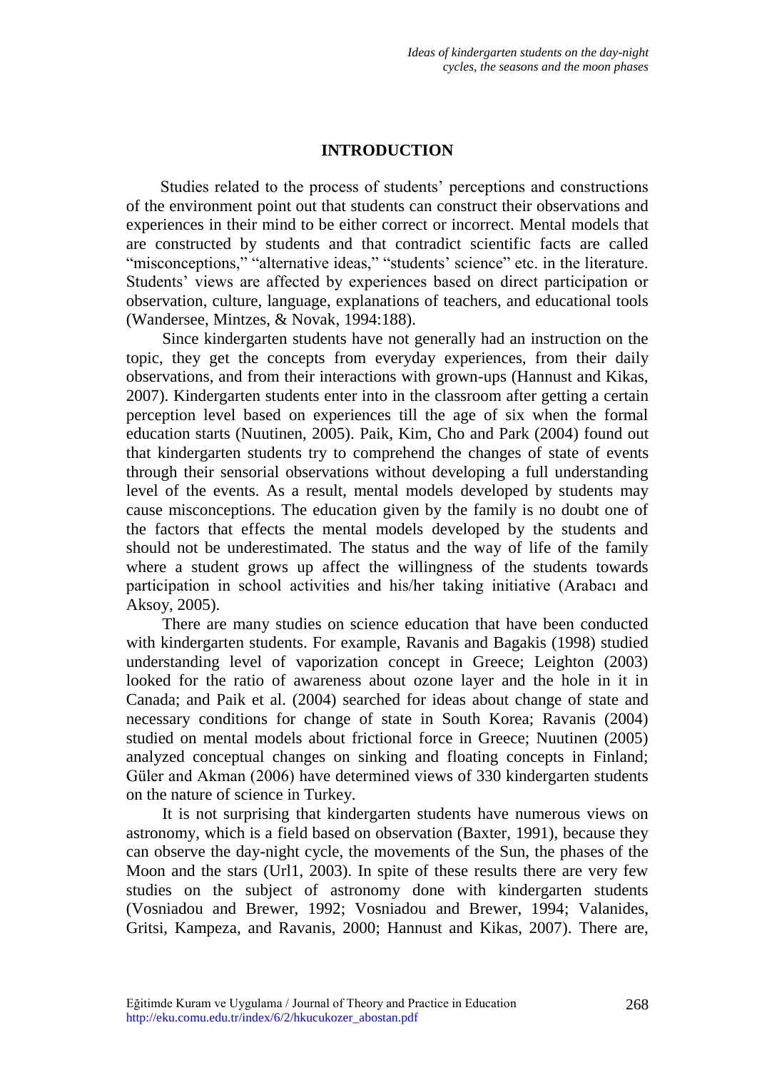## INTRODUCTION

Studies related to the process of students' perceptions and constructions of the environment point out that students can construct their observations and experiences in their mind to be either correct or incorrect. Mental models that are constructed by students and that contradict scientific facts are called "misconceptions," "alternative ideas," "students' science" etc. in the literature. Students' views are affected by experiences based on direct participation or observation, culture, language, explanations of teachers, and educational tools (Wandersee, Mintzes, & Novak, 1994:188).

Since kindergarten students have not generally had an instruction on the topic, they get the concepts from everyday experiences, from their daily observations, and from their interactions with grown-ups (Hannust and Kikas, 2007). Kindergarten students enter into in the classroom after getting a certain perception level based on experiences till the age of six when the formal education starts (Nuutinen, 2005). Paik, Kim, Cho and Park (2004) found out that kindergarten students try to comprehend the changes of state of events through their sensorial observations without developing a full understanding level of the events. As a result, mental models developed by students may cause misconceptions. The education given by the family is no doubt one of the factors that effects the mental models developed by the students and should not be underestimated. The status and the way of life of the family where a student grows up affect the willingness of the students towards participation in school activities and his/her taking initiative (Arabacı and Aksoy, 2005).

There are many studies on science education that have been conducted with kindergarten students. For example, Ravanis and Bagakis (1998) studied understanding level of vaporization concept in Greece; Leighton (2003) looked for the ratio of awareness about ozone layer and the hole in it in Canada; and Paik et al. (2004) searched for ideas about change of state and necessary conditions for change of state in South Korea; Ravanis (2004) studied on mental models about frictional force in Greece; Nuutinen (2005) analyzed conceptual changes on sinking and floating concepts in Finland; Güler and Akman (2006) have determined views of 330 kindergarten students on the nature of science in Turkey.

It is not surprising that kindergarten students have numerous views on astronomy, which is a field based on observation (Baxter, 1991), because they can observe the day-night cycle, the movements of the Sun, the phases of the Moon and the stars (Url1, 2003). In spite of these results there are very few studies on the subject of astronomy done with kindergarten students (Vosniadou and Brewer, 1992; Vosniadou and Brewer, 1994; Valanides, Gritsi, Kampeza, and Ravanis, 2000; Hannust and Kikas, 2007). There are,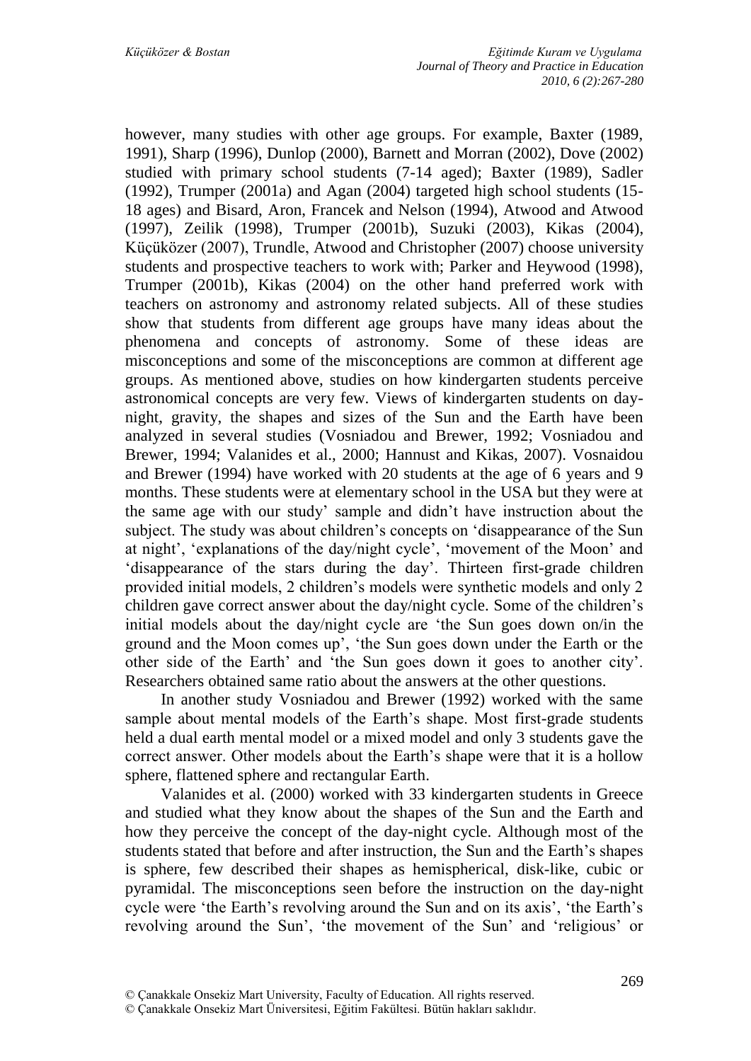however, many studies with other age groups. For example, Baxter (1989, 1991), Sharp (1996), Dunlop (2000), Barnett and Morran (2002), Dove (2002) studied with primary school students (7-14 aged); Baxter (1989), Sadler (1992), Trumper (2001a) and Agan (2004) targeted high school students (15-18 ages) and Bisard, Aron, Francek and Nelson (1994), Atwood and Atwood (1997), Zeilik (1998), Trumper (2001b), Suzuki (2003), Kikas (2004), Küçüközer (2007), Trundle, Atwood and Christopher (2007) choose university students and prospective teachers to work with; Parker and Heywood (1998), Trumper (2001b), Kikas (2004) on the other hand preferred work with teachers on astronomy and astronomy related subjects. All of these studies show that students from different age groups have many ideas about the phenomena and concepts of astronomy. Some of these ideas are misconceptions and some of the misconceptions are common at different age groups. As mentioned above, studies on how kindergarten students perceive astronomical concepts are very few. Views of kindergarten students on day-night, gravity, the shapes and sizes of the Sun and the Earth have been analyzed in several studies (Vosniadou and Brewer, 1992; Vosniadou and Brewer, 1994; Valanides et al., 2000; Hannust and Kikas, 2007). Vosnaidou and Brewer (1994) have worked with 20 students at the age of 6 years and 9 months. These students were at elementary school in the USA but they were at the same age with our study' sample and didn't have instruction about the subject. The study was about children's concepts on 'disappearance of the Sun at night', 'explanations of the day/night cycle', 'movement of the Moon' and 'disappearance of the stars during the day'. Thirteen first-grade children provided initial models, 2 children's models were synthetic models and only 2 children gave correct answer about the day/night cycle. Some of the children's initial models about the day/night cycle are 'the Sun goes down on/in the ground and the Moon comes up', 'the Sun goes down under the Earth or the other side of the Earth' and 'the Sun goes down it goes to another city'. Researchers obtained same ratio about the answers at the other questions.

In another study Vosniadou and Brewer (1992) worked with the same sample about mental models of the Earth's shape. Most first-grade students held a dual earth mental model or a mixed model and only 3 students gave the correct answer. Other models about the Earth's shape were that it is a hollow sphere, flattened sphere and rectangular Earth.

Valanides et al. (2000) worked with 33 kindergarten students in Greece and studied what they know about the shapes of the Sun and the Earth and how they perceive the concept of the day-night cycle. Although most of the students stated that before and after instruction, the Sun and the Earth's shapes is sphere, few described their shapes as hemispherical, disk-like, cubic or pyramidal. The misconceptions seen before the instruction on the day-night cycle were 'the Earth's revolving around the Sun and on its axis', 'the Earth's revolving around the Sun', 'the movement of the Sun' and 'religious' or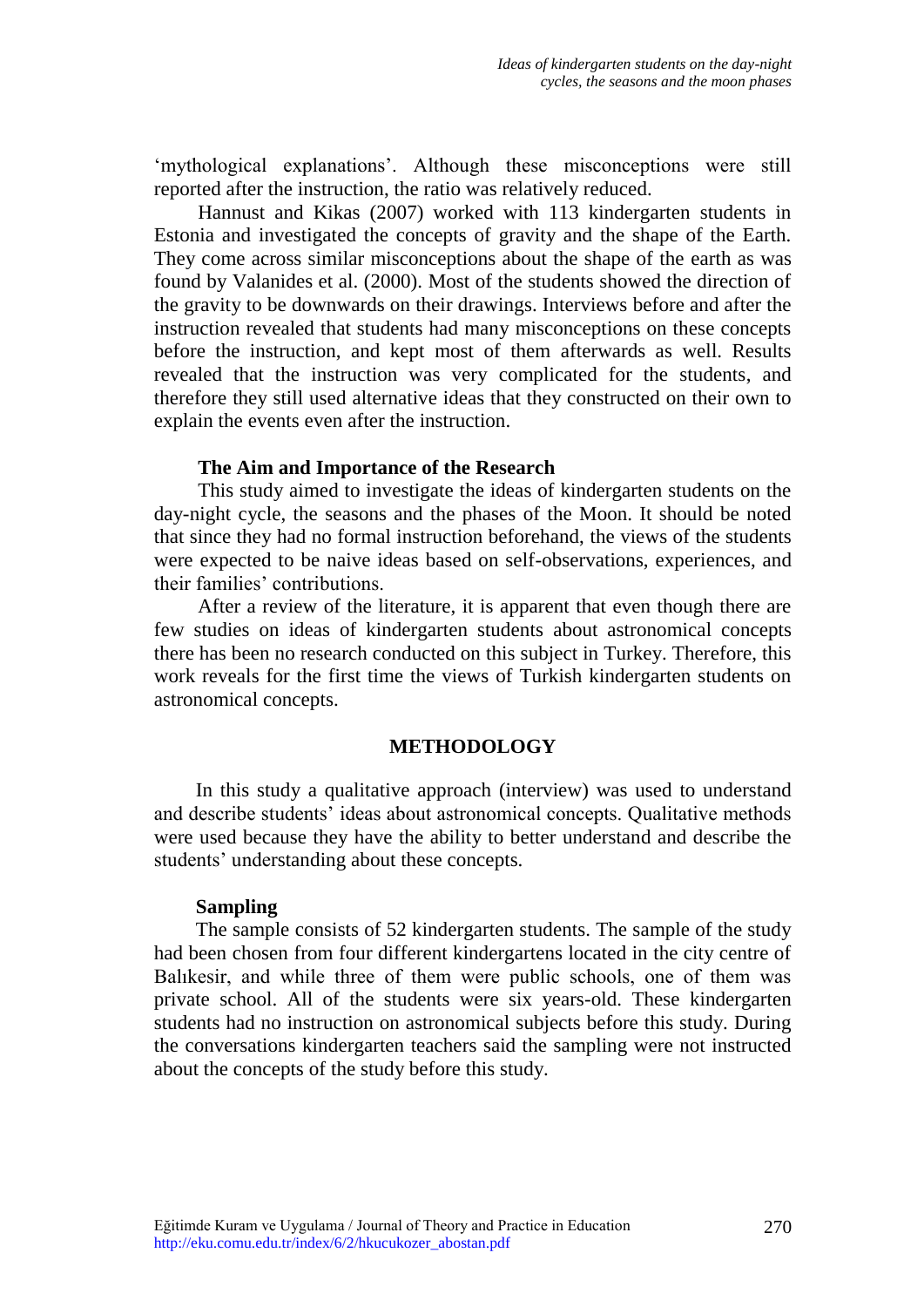'mythological explanations'. Although these misconceptions were still reported after the instruction, the ratio was relatively reduced.

Hannust and Kikas (2007) worked with 113 kindergarten students in Estonia and investigated the concepts of gravity and the shape of the Earth. They come across similar misconceptions about the shape of the earth as was found by Valanides et al. (2000). Most of the students showed the direction of the gravity to be downwards on their drawings. Interviews before and after the instruction revealed that students had many misconceptions on these concepts before the instruction, and kept most of them afterwards as well. Results revealed that the instruction was very complicated for the students, and therefore they still used alternative ideas that they constructed on their own to explain the events even after the instruction.

### The Aim and Importance of the Research

This study aimed to investigate the ideas of kindergarten students on the day-night cycle, the seasons and the phases of the Moon. It should be noted that since they had no formal instruction beforehand, the views of the students were expected to be naive ideas based on self-observations, experiences, and their families' contributions.

After a review of the literature, it is apparent that even though there are few studies on ideas of kindergarten students about astronomical concepts there has been no research conducted on this subject in Turkey. Therefore, this work reveals for the first time the views of Turkish kindergarten students on astronomical concepts.

## METHODOLOGY

In this study a qualitative approach (interview) was used to understand and describe students' ideas about astronomical concepts. Qualitative methods were used because they have the ability to better understand and describe the students' understanding about these concepts.

### Sampling

The sample consists of 52 kindergarten students. The sample of the study had been chosen from four different kindergartens located in the city centre of Balıkesir, and while three of them were public schools, one of them was private school. All of the students were six years-old. These kindergarten students had no instruction on astronomical subjects before this study. During the conversations kindergarten teachers said the sampling were not instructed about the concepts of the study before this study.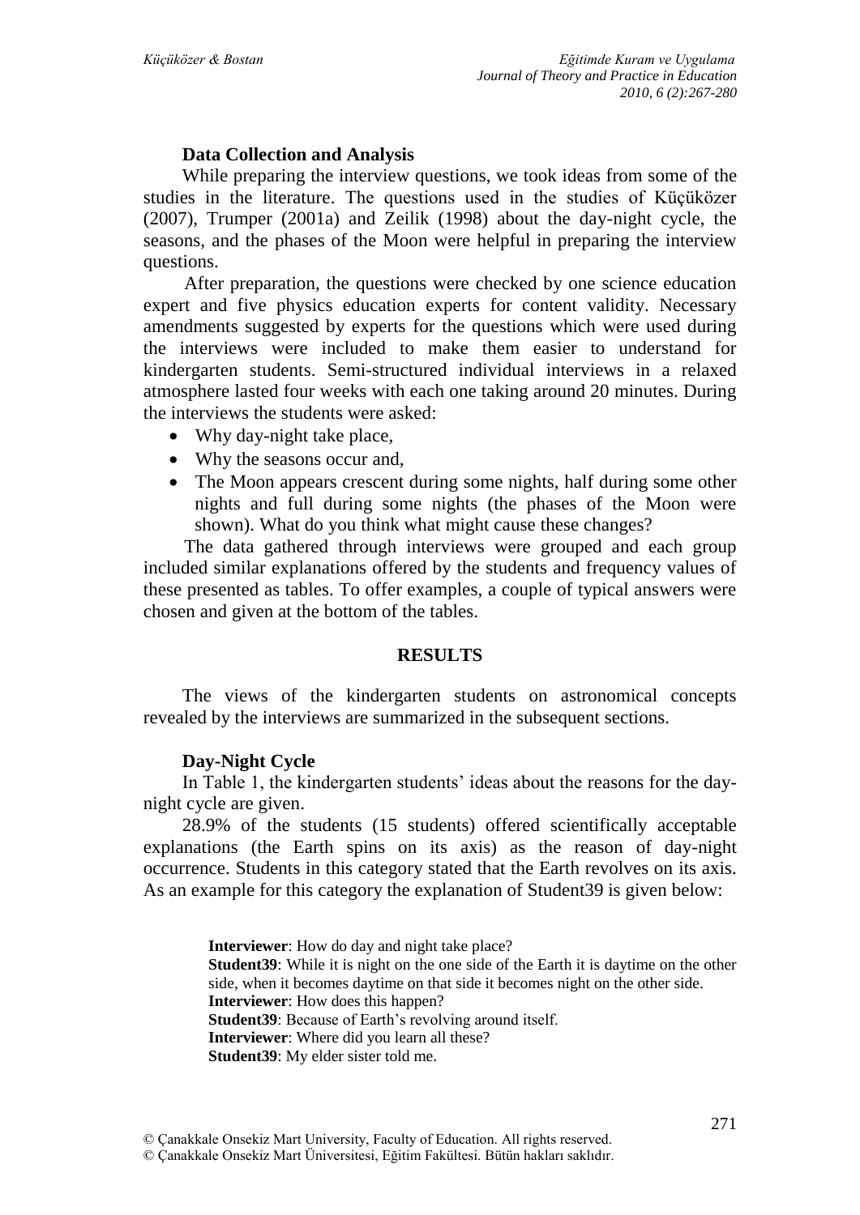### Data Collection and Analysis

While preparing the interview questions, we took ideas from some of the studies in the literature. The questions used in the studies of Küçüközer (2007), Trumper (2001a) and Zeilik (1998) about the day-night cycle, the seasons, and the phases of the Moon were helpful in preparing the interview questions.

After preparation, the questions were checked by one science education expert and five physics education experts for content validity. Necessary amendments suggested by experts for the questions which were used during the interviews were included to make them easier to understand for kindergarten students. Semi-structured individual interviews in a relaxed atmosphere lasted four weeks with each one taking around 20 minutes. During the interviews the students were asked:

- Why day-night take place,
- Why the seasons occur and,
- The Moon appears crescent during some nights, half during some other nights and full during some nights (the phases of the Moon were shown). What do you think what might cause these changes?

The data gathered through interviews were grouped and each group included similar explanations offered by the students and frequency values of these presented as tables. To offer examples, a couple of typical answers were chosen and given at the bottom of the tables.

## RESULTS

The views of the kindergarten students on astronomical concepts revealed by the interviews are summarized in the subsequent sections.

### Day-Night Cycle

In Table 1, the kindergarten students' ideas about the reasons for the day-night cycle are given.

28.9% of the students (15 students) offered scientifically acceptable explanations (the Earth spins on its axis) as the reason of day-night occurrence. Students in this category stated that the Earth revolves on its axis. As an example for this category the explanation of Student39 is given below:

> **Interviewer**: How do day and night take place?
> **Student39**: While it is night on the one side of the Earth it is daytime on the other side, when it becomes daytime on that side it becomes night on the other side.
> **Interviewer**: How does this happen?
> **Student39**: Because of Earth's revolving around itself.
> **Interviewer**: Where did you learn all these?
> **Student39**: My elder sister told me.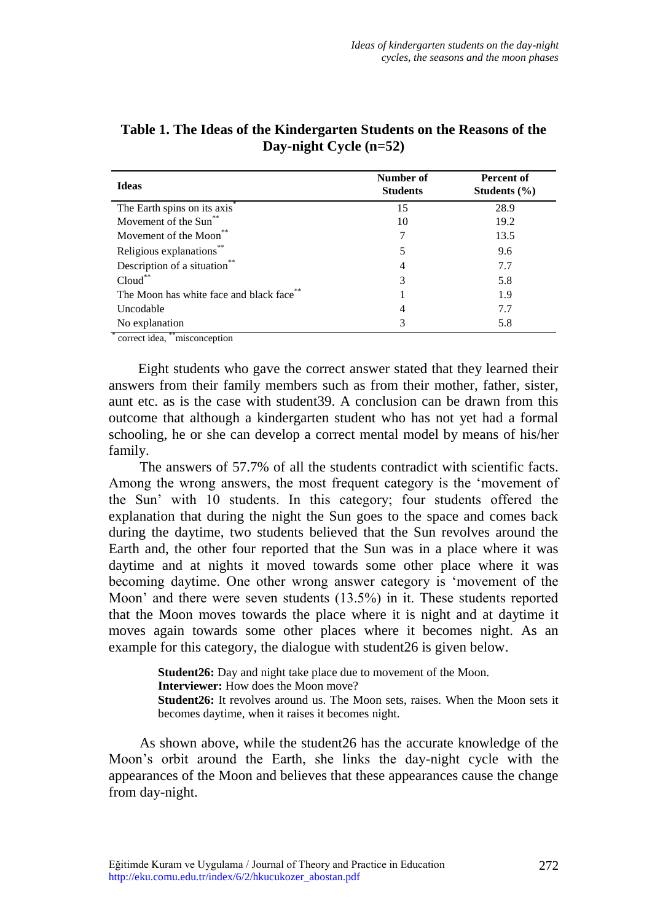**Table 1. The Ideas of the Kindergarten Students on the Reasons of the Day-night Cycle (n=52)**

| Ideas | Number of Students | Percent of Students (%) |
|---|---|---|
| The Earth spins on its axis* | 15 | 28.9 |
| Movement of the Sun** | 10 | 19.2 |
| Movement of the Moon** | 7 | 13.5 |
| Religious explanations** | 5 | 9.6 |
| Description of a situation** | 4 | 7.7 |
| Cloud** | 3 | 5.8 |
| The Moon has white face and black face** | 1 | 1.9 |
| Uncodable | 4 | 7.7 |
| No explanation | 3 | 5.8 |

* correct idea, ** misconception

Eight students who gave the correct answer stated that they learned their answers from their family members such as from their mother, father, sister, aunt etc. as is the case with student39. A conclusion can be drawn from this outcome that although a kindergarten student who has not yet had a formal schooling, he or she can develop a correct mental model by means of his/her family.

The answers of 57.7% of all the students contradict with scientific facts. Among the wrong answers, the most frequent category is the 'movement of the Sun' with 10 students. In this category; four students offered the explanation that during the night the Sun goes to the space and comes back during the daytime, two students believed that the Sun revolves around the Earth and, the other four reported that the Sun was in a place where it was daytime and at nights it moved towards some other place where it was becoming daytime. One other wrong answer category is 'movement of the Moon' and there were seven students (13.5%) in it. These students reported that the Moon moves towards the place where it is night and at daytime it moves again towards some other places where it becomes night. As an example for this category, the dialogue with student26 is given below.

> **Student26:** Day and night take place due to movement of the Moon.
> **Interviewer:** How does the Moon move?
> **Student26:** It revolves around us. The Moon sets, raises. When the Moon sets it becomes daytime, when it raises it becomes night.

As shown above, while the student26 has the accurate knowledge of the Moon's orbit around the Earth, she links the day-night cycle with the appearances of the Moon and believes that these appearances cause the change from day-night.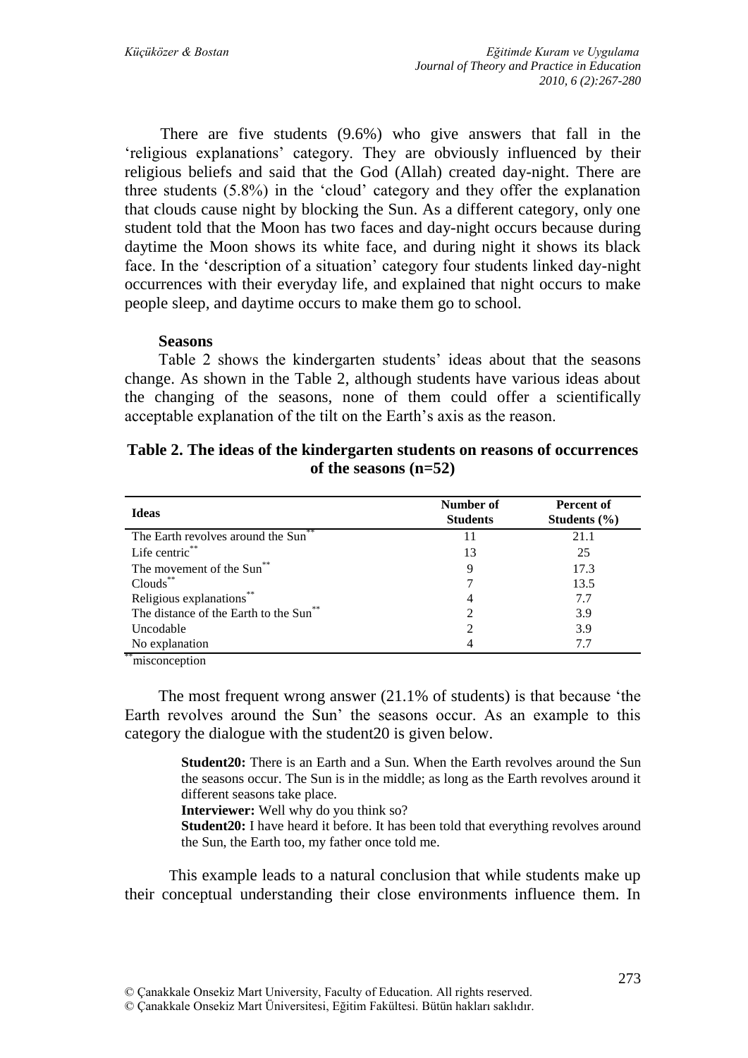There are five students (9.6%) who give answers that fall in the 'religious explanations' category. They are obviously influenced by their religious beliefs and said that the God (Allah) created day-night. There are three students (5.8%) in the 'cloud' category and they offer the explanation that clouds cause night by blocking the Sun. As a different category, only one student told that the Moon has two faces and day-night occurs because during daytime the Moon shows its white face, and during night it shows its black face. In the 'description of a situation' category four students linked day-night occurrences with their everyday life, and explained that night occurs to make people sleep, and daytime occurs to make them go to school.

### Seasons

Table 2 shows the kindergarten students' ideas about that the seasons change. As shown in the Table 2, although students have various ideas about the changing of the seasons, none of them could offer a scientifically acceptable explanation of the tilt on the Earth's axis as the reason.

**Table 2. The ideas of the kindergarten students on reasons of occurrences of the seasons (n=52)**

| Ideas | Number of Students | Percent of Students (%) |
|---|---|---|
| The Earth revolves around the Sun** | 11 | 21.1 |
| Life centric** | 13 | 25 |
| The movement of the Sun** | 9 | 17.3 |
| Clouds** | 7 | 13.5 |
| Religious explanations** | 4 | 7.7 |
| The distance of the Earth to the Sun** | 2 | 3.9 |
| Uncodable | 2 | 3.9 |
| No explanation | 4 | 7.7 |

**misconception

The most frequent wrong answer (21.1% of students) is that because 'the Earth revolves around the Sun' the seasons occur. As an example to this category the dialogue with the student20 is given below.

> **Student20:** There is an Earth and a Sun. When the Earth revolves around the Sun the seasons occur. The Sun is in the middle; as long as the Earth revolves around it different seasons take place.
>
> **Interviewer:** Well why do you think so?
>
> **Student20:** I have heard it before. It has been told that everything revolves around the Sun, the Earth too, my father once told me.

This example leads to a natural conclusion that while students make up their conceptual understanding their close environments influence them. In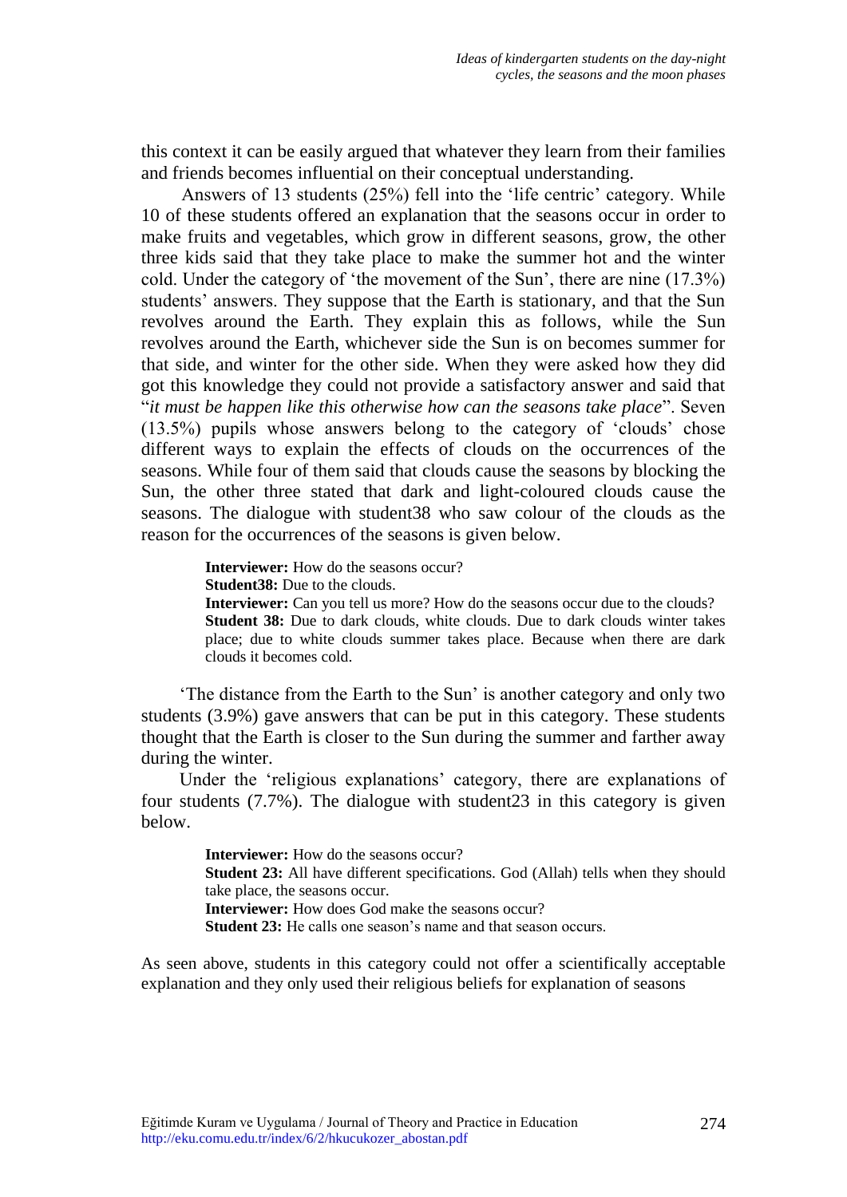this context it can be easily argued that whatever they learn from their families and friends becomes influential on their conceptual understanding.

Answers of 13 students (25%) fell into the 'life centric' category. While 10 of these students offered an explanation that the seasons occur in order to make fruits and vegetables, which grow in different seasons, grow, the other three kids said that they take place to make the summer hot and the winter cold. Under the category of 'the movement of the Sun', there are nine (17.3%) students' answers. They suppose that the Earth is stationary, and that the Sun revolves around the Earth. They explain this as follows, while the Sun revolves around the Earth, whichever side the Sun is on becomes summer for that side, and winter for the other side. When they were asked how they did got this knowledge they could not provide a satisfactory answer and said that "*it must be happen like this otherwise how can the seasons take place*". Seven (13.5%) pupils whose answers belong to the category of 'clouds' chose different ways to explain the effects of clouds on the occurrences of the seasons. While four of them said that clouds cause the seasons by blocking the Sun, the other three stated that dark and light-coloured clouds cause the seasons. The dialogue with student38 who saw colour of the clouds as the reason for the occurrences of the seasons is given below.

> **Interviewer:** How do the seasons occur?
> **Student38:** Due to the clouds.
> **Interviewer:** Can you tell us more? How do the seasons occur due to the clouds?
> **Student 38:** Due to dark clouds, white clouds. Due to dark clouds winter takes place; due to white clouds summer takes place. Because when there are dark clouds it becomes cold.

'The distance from the Earth to the Sun' is another category and only two students (3.9%) gave answers that can be put in this category. These students thought that the Earth is closer to the Sun during the summer and farther away during the winter.

Under the 'religious explanations' category, there are explanations of four students (7.7%). The dialogue with student23 in this category is given below.

> **Interviewer:** How do the seasons occur?
> **Student 23:** All have different specifications. God (Allah) tells when they should take place, the seasons occur.
> **Interviewer:** How does God make the seasons occur?
> **Student 23:** He calls one season's name and that season occurs.

As seen above, students in this category could not offer a scientifically acceptable explanation and they only used their religious beliefs for explanation of seasons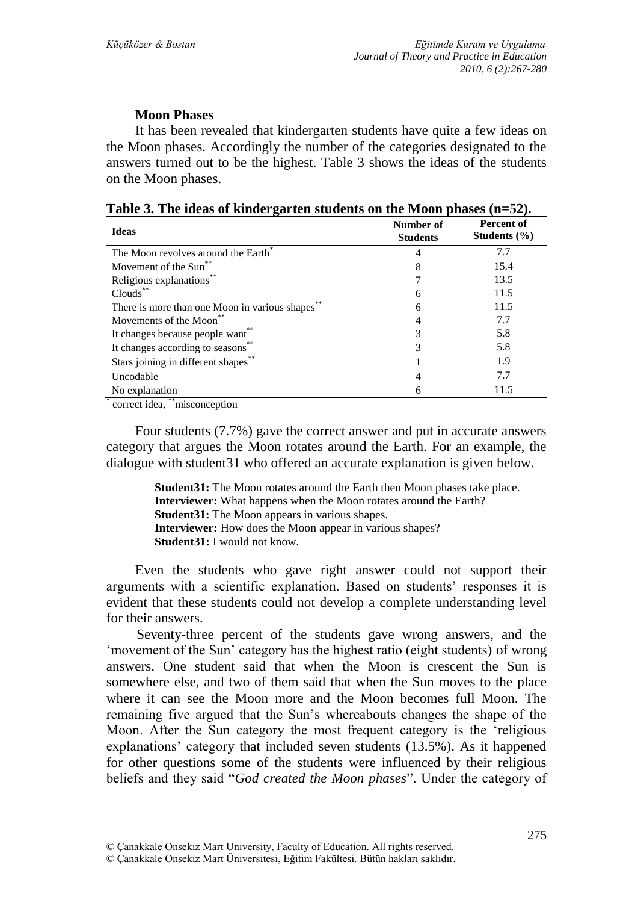### Moon Phases

It has been revealed that kindergarten students have quite a few ideas on the Moon phases. Accordingly the number of the categories designated to the answers turned out to be the highest. Table 3 shows the ideas of the students on the Moon phases.

**Table 3. The ideas of kindergarten students on the Moon phases (n=52).**

| Ideas | Number of Students | Percent of Students (%) |
|---|---|---|
| The Moon revolves around the Earth* | 4 | 7.7 |
| Movement of the Sun** | 8 | 15.4 |
| Religious explanations** | 7 | 13.5 |
| Clouds** | 6 | 11.5 |
| There is more than one Moon in various shapes** | 6 | 11.5 |
| Movements of the Moon** | 4 | 7.7 |
| It changes because people want** | 3 | 5.8 |
| It changes according to seasons** | 3 | 5.8 |
| Stars joining in different shapes** | 1 | 1.9 |
| Uncodable | 4 | 7.7 |
| No explanation | 6 | 11.5 |

* correct idea, ** misconception

Four students (7.7%) gave the correct answer and put in accurate answers category that argues the Moon rotates around the Earth. For an example, the dialogue with student31 who offered an accurate explanation is given below.

> **Student31:** The Moon rotates around the Earth then Moon phases take place.
> **Interviewer:** What happens when the Moon rotates around the Earth?
> **Student31:** The Moon appears in various shapes.
> **Interviewer:** How does the Moon appear in various shapes?
> **Student31:** I would not know.

Even the students who gave right answer could not support their arguments with a scientific explanation. Based on students' responses it is evident that these students could not develop a complete understanding level for their answers.

Seventy-three percent of the students gave wrong answers, and the 'movement of the Sun' category has the highest ratio (eight students) of wrong answers. One student said that when the Moon is crescent the Sun is somewhere else, and two of them said that when the Sun moves to the place where it can see the Moon more and the Moon becomes full Moon. The remaining five argued that the Sun's whereabouts changes the shape of the Moon. After the Sun category the most frequent category is the 'religious explanations' category that included seven students (13.5%). As it happened for other questions some of the students were influenced by their religious beliefs and they said "*God created the Moon phases*". Under the category of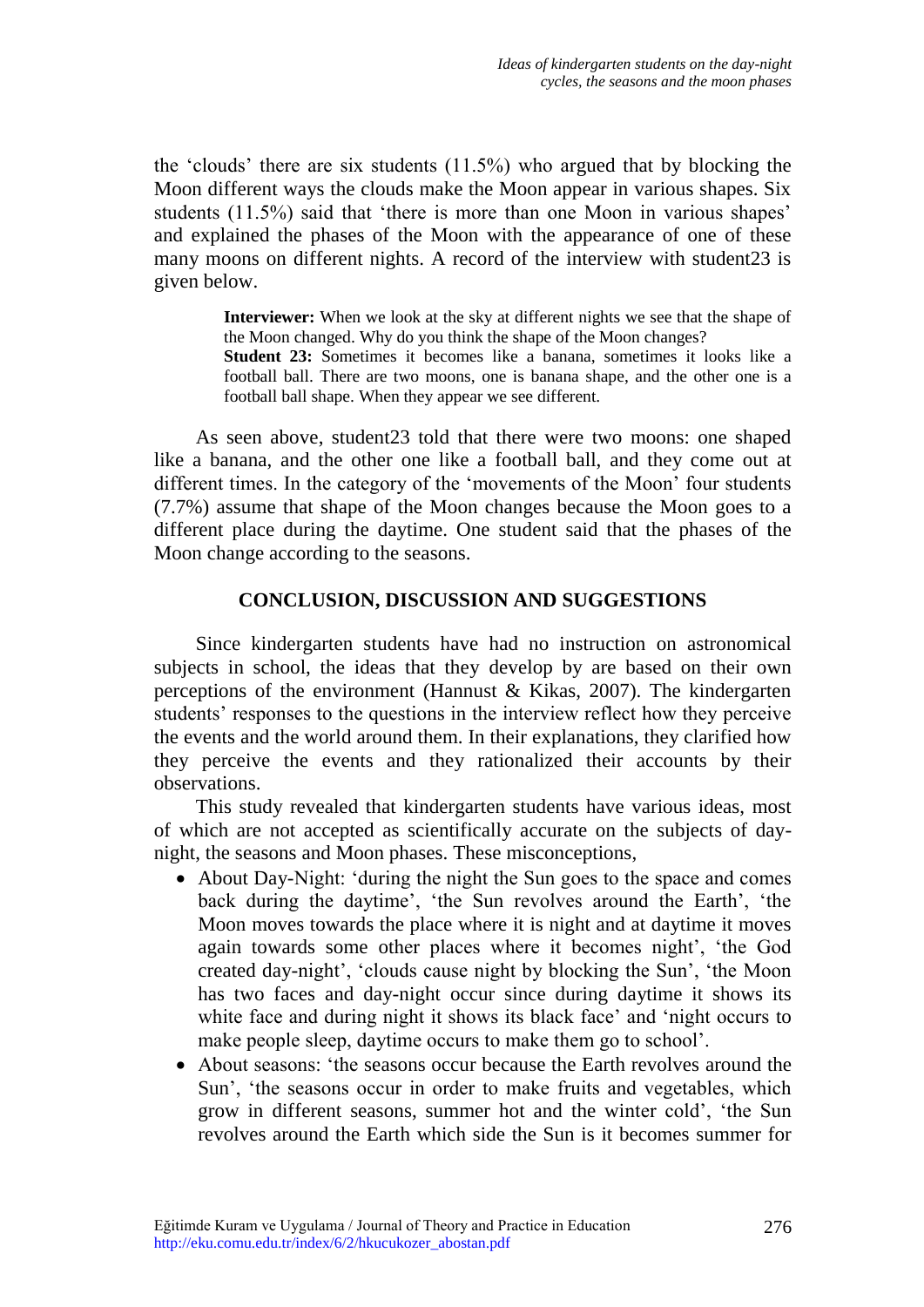the 'clouds' there are six students (11.5%) who argued that by blocking the Moon different ways the clouds make the Moon appear in various shapes. Six students (11.5%) said that 'there is more than one Moon in various shapes' and explained the phases of the Moon with the appearance of one of these many moons on different nights. A record of the interview with student23 is given below.

> **Interviewer:** When we look at the sky at different nights we see that the shape of the Moon changed. Why do you think the shape of the Moon changes?
> **Student 23:** Sometimes it becomes like a banana, sometimes it looks like a football ball. There are two moons, one is banana shape, and the other one is a football ball shape. When they appear we see different.

As seen above, student23 told that there were two moons: one shaped like a banana, and the other one like a football ball, and they come out at different times. In the category of the 'movements of the Moon' four students (7.7%) assume that shape of the Moon changes because the Moon goes to a different place during the daytime. One student said that the phases of the Moon change according to the seasons.

## CONCLUSION, DISCUSSION AND SUGGESTIONS

Since kindergarten students have had no instruction on astronomical subjects in school, the ideas that they develop by are based on their own perceptions of the environment (Hannust & Kikas, 2007). The kindergarten students' responses to the questions in the interview reflect how they perceive the events and the world around them. In their explanations, they clarified how they perceive the events and they rationalized their accounts by their observations.

This study revealed that kindergarten students have various ideas, most of which are not accepted as scientifically accurate on the subjects of day-night, the seasons and Moon phases. These misconceptions,

- About Day-Night: 'during the night the Sun goes to the space and comes back during the daytime', 'the Sun revolves around the Earth', 'the Moon moves towards the place where it is night and at daytime it moves again towards some other places where it becomes night', 'the God created day-night', 'clouds cause night by blocking the Sun', 'the Moon has two faces and day-night occur since during daytime it shows its white face and during night it shows its black face' and 'night occurs to make people sleep, daytime occurs to make them go to school'.
- About seasons: 'the seasons occur because the Earth revolves around the Sun', 'the seasons occur in order to make fruits and vegetables, which grow in different seasons, summer hot and the winter cold', 'the Sun revolves around the Earth which side the Sun is it becomes summer for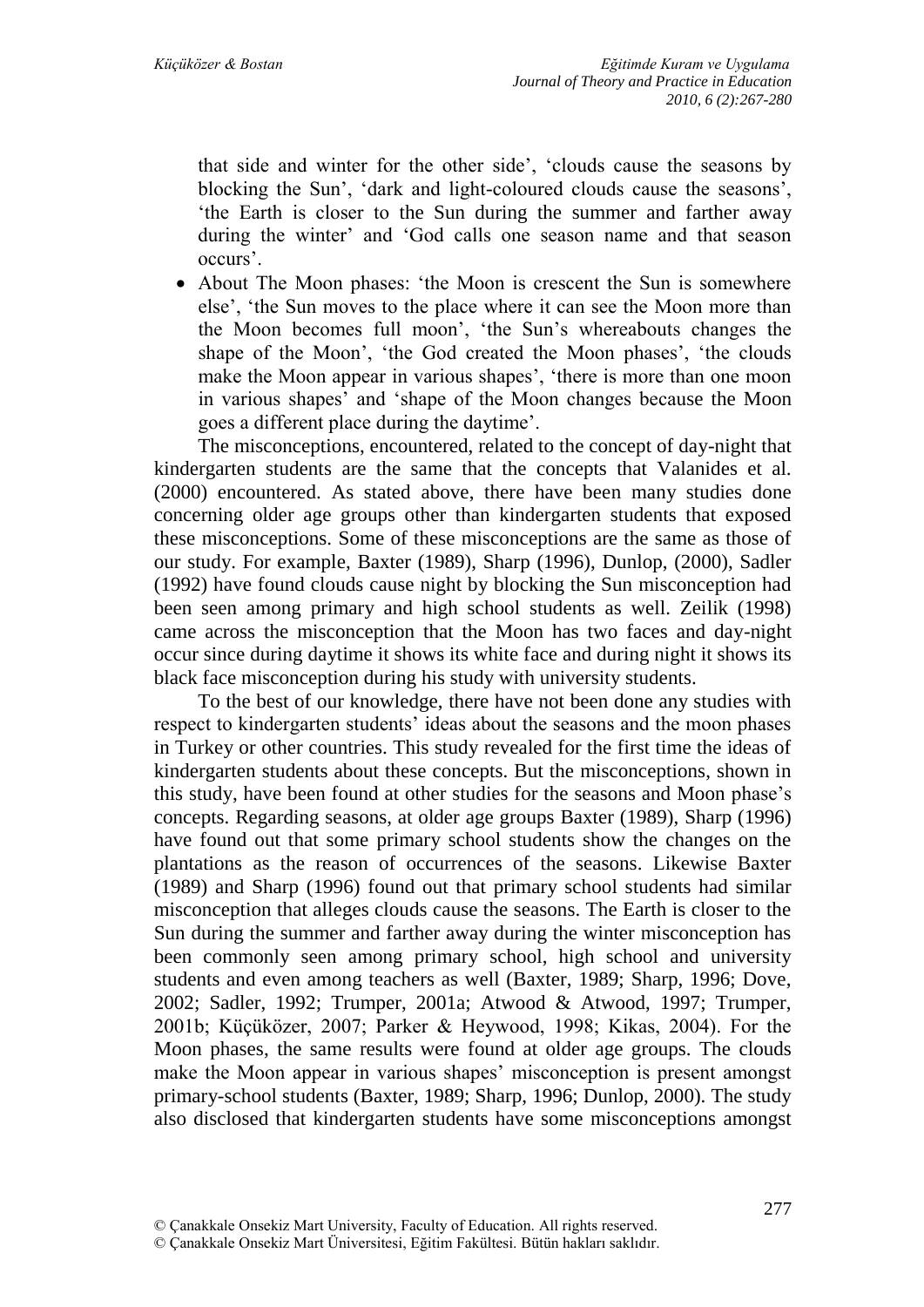that side and winter for the other side', 'clouds cause the seasons by blocking the Sun', 'dark and light-coloured clouds cause the seasons', 'the Earth is closer to the Sun during the summer and farther away during the winter' and 'God calls one season name and that season occurs'.

- About The Moon phases: 'the Moon is crescent the Sun is somewhere else', 'the Sun moves to the place where it can see the Moon more than the Moon becomes full moon', 'the Sun's whereabouts changes the shape of the Moon', 'the God created the Moon phases', 'the clouds make the Moon appear in various shapes', 'there is more than one moon in various shapes' and 'shape of the Moon changes because the Moon goes a different place during the daytime'.

The misconceptions, encountered, related to the concept of day-night that kindergarten students are the same that the concepts that Valanides et al. (2000) encountered. As stated above, there have been many studies done concerning older age groups other than kindergarten students that exposed these misconceptions. Some of these misconceptions are the same as those of our study. For example, Baxter (1989), Sharp (1996), Dunlop, (2000), Sadler (1992) have found clouds cause night by blocking the Sun misconception had been seen among primary and high school students as well. Zeilik (1998) came across the misconception that the Moon has two faces and day-night occur since during daytime it shows its white face and during night it shows its black face misconception during his study with university students.

To the best of our knowledge, there have not been done any studies with respect to kindergarten students' ideas about the seasons and the moon phases in Turkey or other countries. This study revealed for the first time the ideas of kindergarten students about these concepts. But the misconceptions, shown in this study, have been found at other studies for the seasons and Moon phase's concepts. Regarding seasons, at older age groups Baxter (1989), Sharp (1996) have found out that some primary school students show the changes on the plantations as the reason of occurrences of the seasons. Likewise Baxter (1989) and Sharp (1996) found out that primary school students had similar misconception that alleges clouds cause the seasons. The Earth is closer to the Sun during the summer and farther away during the winter misconception has been commonly seen among primary school, high school and university students and even among teachers as well (Baxter, 1989; Sharp, 1996; Dove, 2002; Sadler, 1992; Trumper, 2001a; Atwood & Atwood, 1997; Trumper, 2001b; Küçüközer, 2007; Parker & Heywood, 1998; Kikas, 2004). For the Moon phases, the same results were found at older age groups. The clouds make the Moon appear in various shapes' misconception is present amongst primary-school students (Baxter, 1989; Sharp, 1996; Dunlop, 2000). The study also disclosed that kindergarten students have some misconceptions amongst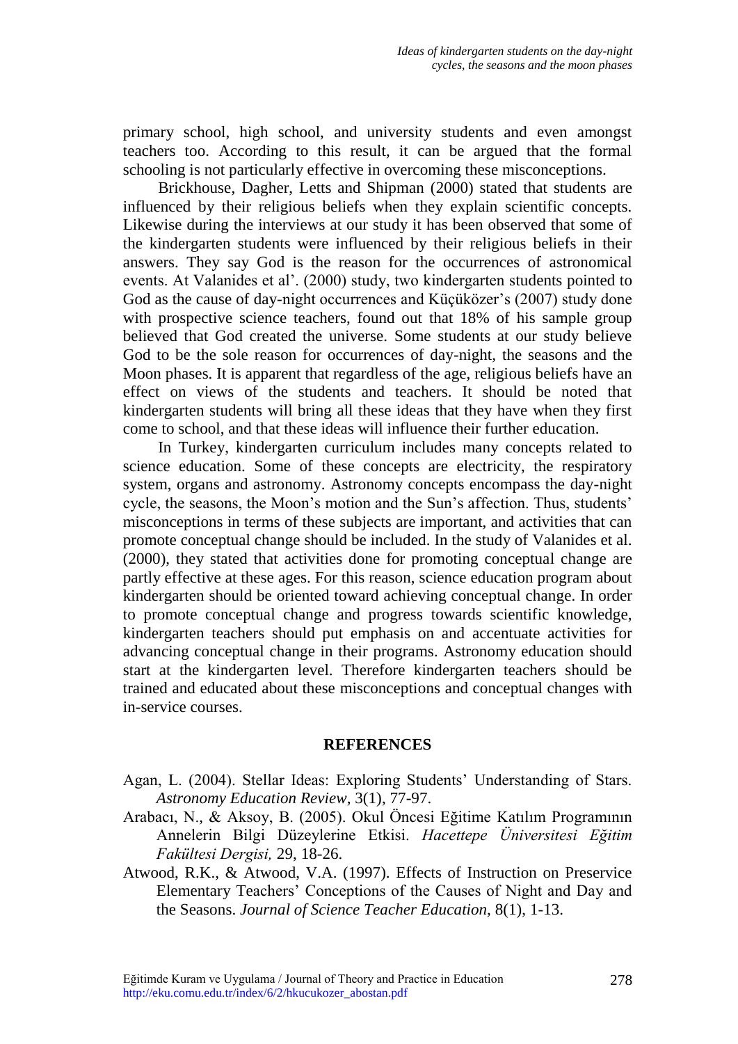primary school, high school, and university students and even amongst teachers too. According to this result, it can be argued that the formal schooling is not particularly effective in overcoming these misconceptions.

Brickhouse, Dagher, Letts and Shipman (2000) stated that students are influenced by their religious beliefs when they explain scientific concepts. Likewise during the interviews at our study it has been observed that some of the kindergarten students were influenced by their religious beliefs in their answers. They say God is the reason for the occurrences of astronomical events. At Valanides et al'. (2000) study, two kindergarten students pointed to God as the cause of day-night occurrences and Küçüközer's (2007) study done with prospective science teachers, found out that 18% of his sample group believed that God created the universe. Some students at our study believe God to be the sole reason for occurrences of day-night, the seasons and the Moon phases. It is apparent that regardless of the age, religious beliefs have an effect on views of the students and teachers. It should be noted that kindergarten students will bring all these ideas that they have when they first come to school, and that these ideas will influence their further education.

In Turkey, kindergarten curriculum includes many concepts related to science education. Some of these concepts are electricity, the respiratory system, organs and astronomy. Astronomy concepts encompass the day-night cycle, the seasons, the Moon's motion and the Sun's affection. Thus, students' misconceptions in terms of these subjects are important, and activities that can promote conceptual change should be included. In the study of Valanides et al. (2000), they stated that activities done for promoting conceptual change are partly effective at these ages. For this reason, science education program about kindergarten should be oriented toward achieving conceptual change. In order to promote conceptual change and progress towards scientific knowledge, kindergarten teachers should put emphasis on and accentuate activities for advancing conceptual change in their programs. Astronomy education should start at the kindergarten level. Therefore kindergarten teachers should be trained and educated about these misconceptions and conceptual changes with in-service courses.

## REFERENCES

Agan, L. (2004). Stellar Ideas: Exploring Students' Understanding of Stars. *Astronomy Education Review*, 3(1), 77-97.

Arabacı, N., & Aksoy, B. (2005). Okul Öncesi Eğitime Katılım Programının Annelerin Bilgi Düzeylerine Etkisi. *Hacettepe Üniversitesi Eğitim Fakültesi Dergisi,* 29, 18-26.

Atwood, R.K., & Atwood, V.A. (1997). Effects of Instruction on Preservice Elementary Teachers' Conceptions of the Causes of Night and Day and the Seasons. *Journal of Science Teacher Education*, 8(1), 1-13.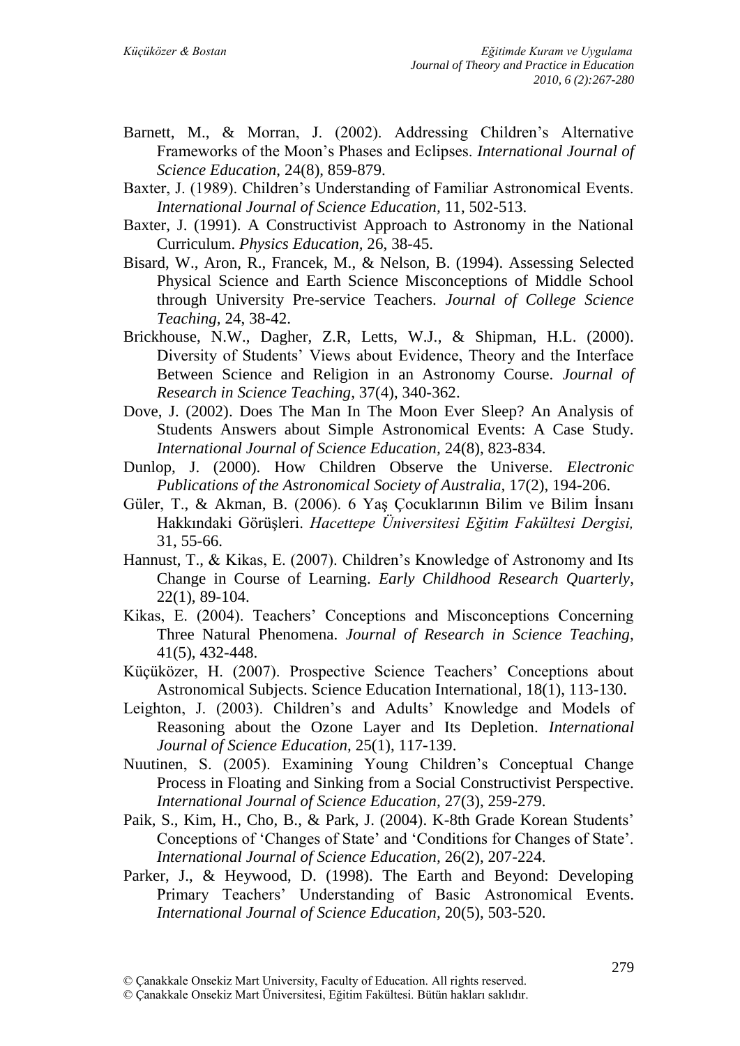Barnett, M., & Morran, J. (2002). Addressing Children's Alternative Frameworks of the Moon's Phases and Eclipses. *International Journal of Science Education*, 24(8), 859-879.

Baxter, J. (1989). Children's Understanding of Familiar Astronomical Events. *International Journal of Science Education*, 11, 502-513.

Baxter, J. (1991). A Constructivist Approach to Astronomy in the National Curriculum. *Physics Education*, 26, 38-45.

Bisard, W., Aron, R., Francek, M., & Nelson, B. (1994). Assessing Selected Physical Science and Earth Science Misconceptions of Middle School through University Pre-service Teachers. *Journal of College Science Teaching*, 24, 38-42.

Brickhouse, N.W., Dagher, Z.R, Letts, W.J., & Shipman, H.L. (2000). Diversity of Students' Views about Evidence, Theory and the Interface Between Science and Religion in an Astronomy Course. *Journal of Research in Science Teaching*, 37(4), 340-362.

Dove, J. (2002). Does The Man In The Moon Ever Sleep? An Analysis of Students Answers about Simple Astronomical Events: A Case Study. *International Journal of Science Education*, 24(8), 823-834.

Dunlop, J. (2000). How Children Observe the Universe. *Electronic Publications of the Astronomical Society of Australia*, 17(2), 194-206.

Güler, T., & Akman, B. (2006). 6 Yaş Çocuklarının Bilim ve Bilim İnsanı Hakkındaki Görüşleri. *Hacettepe Üniversitesi Eğitim Fakültesi Dergisi,* 31, 55-66.

Hannust, T., & Kikas, E. (2007). Children's Knowledge of Astronomy and Its Change in Course of Learning. *Early Childhood Research Quarterly*, 22(1), 89-104.

Kikas, E. (2004). Teachers' Conceptions and Misconceptions Concerning Three Natural Phenomena. *Journal of Research in Science Teaching*, 41(5), 432-448.

Küçüközer, H. (2007). Prospective Science Teachers' Conceptions about Astronomical Subjects. Science Education International, 18(1), 113-130.

Leighton, J. (2003). Children's and Adults' Knowledge and Models of Reasoning about the Ozone Layer and Its Depletion. *International Journal of Science Education*, 25(1), 117-139.

Nuutinen, S. (2005). Examining Young Children's Conceptual Change Process in Floating and Sinking from a Social Constructivist Perspective. *International Journal of Science Education*, 27(3), 259-279.

Paik, S., Kim, H., Cho, B., & Park, J. (2004). K-8th Grade Korean Students' Conceptions of 'Changes of State' and 'Conditions for Changes of State'. *International Journal of Science Education*, 26(2), 207-224.

Parker, J., & Heywood, D. (1998). The Earth and Beyond: Developing Primary Teachers' Understanding of Basic Astronomical Events. *International Journal of Science Education*, 20(5), 503-520.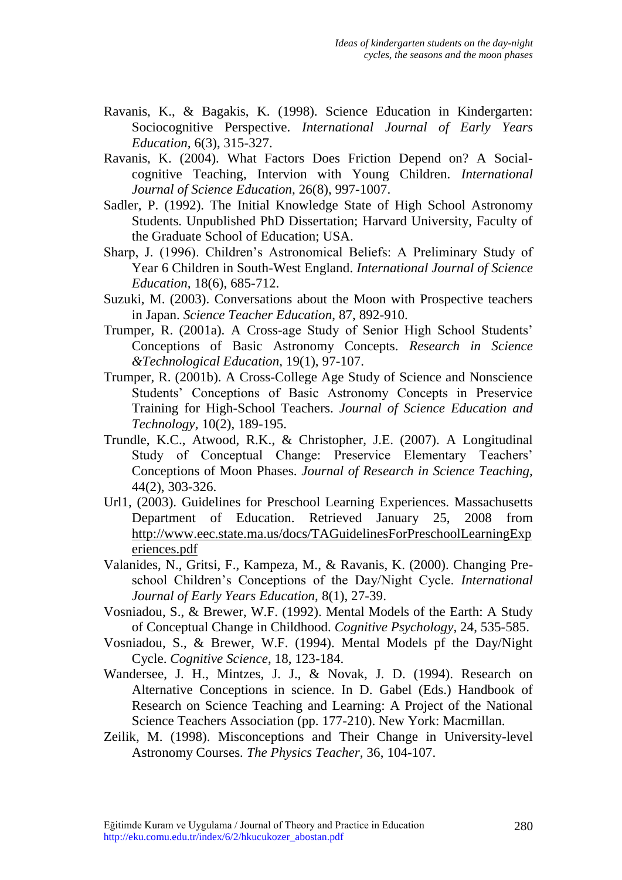Ravanis, K., & Bagakis, K. (1998). Science Education in Kindergarten: Sociocognitive Perspective. *International Journal of Early Years Education,* 6(3), 315-327.

Ravanis, K. (2004). What Factors Does Friction Depend on? A Social-cognitive Teaching, Intervion with Young Children. *International Journal of Science Education*, 26(8), 997-1007.

Sadler, P. (1992). The Initial Knowledge State of High School Astronomy Students. Unpublished PhD Dissertation; Harvard University, Faculty of the Graduate School of Education; USA.

Sharp, J. (1996). Children's Astronomical Beliefs: A Preliminary Study of Year 6 Children in South-West England. *International Journal of Science Education,* 18(6), 685-712.

Suzuki, M. (2003). Conversations about the Moon with Prospective teachers in Japan. *Science Teacher Education,* 87, 892-910.

Trumper, R. (2001a). A Cross-age Study of Senior High School Students' Conceptions of Basic Astronomy Concepts. *Research in Science &Technological Education,* 19(1), 97-107.

Trumper, R. (2001b). A Cross-College Age Study of Science and Nonscience Students' Conceptions of Basic Astronomy Concepts in Preservice Training for High-School Teachers. *Journal of Science Education and Technology,* 10(2), 189-195.

Trundle, K.C., Atwood, R.K., & Christopher, J.E. (2007). A Longitudinal Study of Conceptual Change: Preservice Elementary Teachers' Conceptions of Moon Phases. *Journal of Research in Science Teaching,* 44(2), 303-326.

Url1, (2003). Guidelines for Preschool Learning Experiences. Massachusetts Department of Education. Retrieved January 25, 2008 from http://www.eec.state.ma.us/docs/TAGuidelinesForPreschoolLearningExperiences.pdf

Valanides, N., Gritsi, F., Kampeza, M., & Ravanis, K. (2000). Changing Pre-school Children's Conceptions of the Day/Night Cycle. *International Journal of Early Years Education,* 8(1), 27-39.

Vosniadou, S., & Brewer, W.F. (1992). Mental Models of the Earth: A Study of Conceptual Change in Childhood. *Cognitive Psychology*, 24, 535-585.

Vosniadou, S., & Brewer, W.F. (1994). Mental Models pf the Day/Night Cycle. *Cognitive Science*, 18, 123-184.

Wandersee, J. H., Mintzes, J. J., & Novak, J. D. (1994). Research on Alternative Conceptions in science. In D. Gabel (Eds.) Handbook of Research on Science Teaching and Learning: A Project of the National Science Teachers Association (pp. 177-210). New York: Macmillan.

Zeilik, M. (1998). Misconceptions and Their Change in University-level Astronomy Courses. *The Physics Teacher,* 36, 104-107.